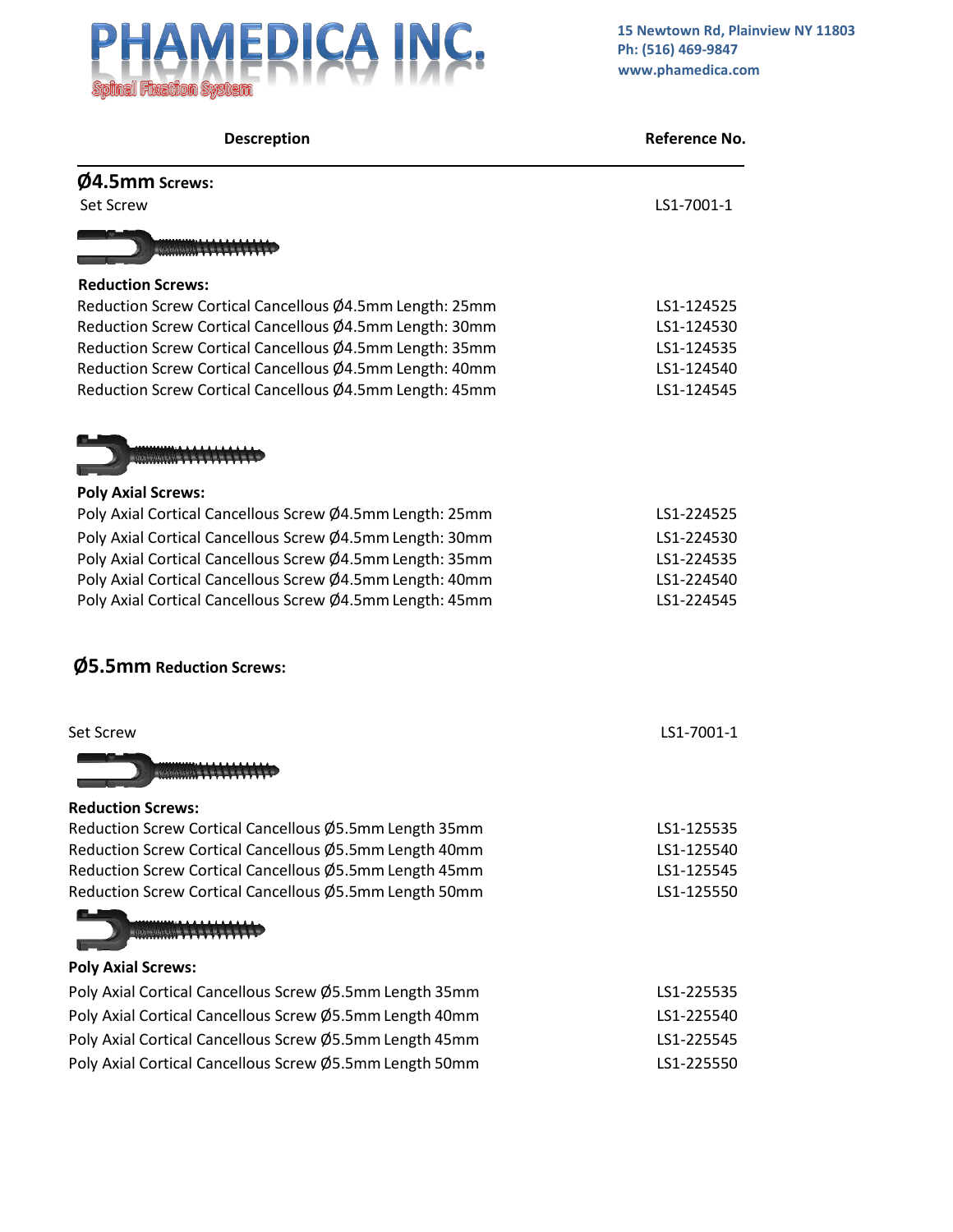# PHAMEDICA INC.

Spinal Fixation System

**15 Newtown Rd, Plainview NY 11803**
**Ph: (516) 469-9847**
**www.phamedica.com**

| Descreption | Reference No. |
|---|---|
| **Ø4.5mm Screws:** | |
| Set Screw | LS1-7001-1 |
| **Reduction Screws:** | |
| Reduction Screw Cortical Cancellous Ø4.5mm Length: 25mm | LS1-124525 |
| Reduction Screw Cortical Cancellous Ø4.5mm Length: 30mm | LS1-124530 |
| Reduction Screw Cortical Cancellous Ø4.5mm Length: 35mm | LS1-124535 |
| Reduction Screw Cortical Cancellous Ø4.5mm Length: 40mm | LS1-124540 |
| Reduction Screw Cortical Cancellous Ø4.5mm Length: 45mm | LS1-124545 |
| **Poly Axial Screws:** | |
| Poly Axial Cortical Cancellous Screw Ø4.5mm Length: 25mm | LS1-224525 |
| Poly Axial Cortical Cancellous Screw Ø4.5mm Length: 30mm | LS1-224530 |
| Poly Axial Cortical Cancellous Screw Ø4.5mm Length: 35mm | LS1-224535 |
| Poly Axial Cortical Cancellous Screw Ø4.5mm Length: 40mm | LS1-224540 |
| Poly Axial Cortical Cancellous Screw Ø4.5mm Length: 45mm | LS1-224545 |

## Ø5.5mm Reduction Screws:

| | |
|---|---|
| Set Screw | LS1-7001-1 |
| **Reduction Screws:** | |
| Reduction Screw Cortical Cancellous Ø5.5mm Length 35mm | LS1-125535 |
| Reduction Screw Cortical Cancellous Ø5.5mm Length 40mm | LS1-125540 |
| Reduction Screw Cortical Cancellous Ø5.5mm Length 45mm | LS1-125545 |
| Reduction Screw Cortical Cancellous Ø5.5mm Length 50mm | LS1-125550 |
| **Poly Axial Screws:** | |
| Poly Axial Cortical Cancellous Screw Ø5.5mm Length 35mm | LS1-225535 |
| Poly Axial Cortical Cancellous Screw Ø5.5mm Length 40mm | LS1-225540 |
| Poly Axial Cortical Cancellous Screw Ø5.5mm Length 45mm | LS1-225545 |
| Poly Axial Cortical Cancellous Screw Ø5.5mm Length 50mm | LS1-225550 |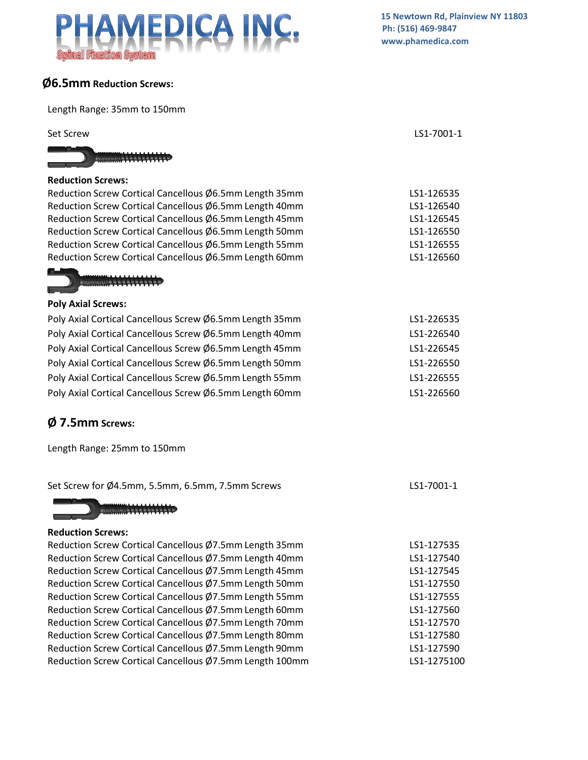# PHAMEDICA INC.

Spinal Fixation System

15 Newtown Rd, Plainview NY 11803
Ph: (516) 469-9847
www.phamedica.com

## Ø6.5mm Reduction Screws:

Length Range: 35mm to 150mm

| | |
|---|---|
| Set Screw | LS1-7001-1 |

**Reduction Screws:**

| | |
|---|---|
| Reduction Screw Cortical Cancellous Ø6.5mm Length 35mm | LS1-126535 |
| Reduction Screw Cortical Cancellous Ø6.5mm Length 40mm | LS1-126540 |
| Reduction Screw Cortical Cancellous Ø6.5mm Length 45mm | LS1-126545 |
| Reduction Screw Cortical Cancellous Ø6.5mm Length 50mm | LS1-126550 |
| Reduction Screw Cortical Cancellous Ø6.5mm Length 55mm | LS1-126555 |
| Reduction Screw Cortical Cancellous Ø6.5mm Length 60mm | LS1-126560 |

**Poly Axial Screws:**

| | |
|---|---|
| Poly Axial Cortical Cancellous Screw Ø6.5mm Length 35mm | LS1-226535 |
| Poly Axial Cortical Cancellous Screw Ø6.5mm Length 40mm | LS1-226540 |
| Poly Axial Cortical Cancellous Screw Ø6.5mm Length 45mm | LS1-226545 |
| Poly Axial Cortical Cancellous Screw Ø6.5mm Length 50mm | LS1-226550 |
| Poly Axial Cortical Cancellous Screw Ø6.5mm Length 55mm | LS1-226555 |
| Poly Axial Cortical Cancellous Screw Ø6.5mm Length 60mm | LS1-226560 |

## Ø 7.5mm Screws:

Length Range: 25mm to 150mm

| | |
|---|---|
| Set Screw for Ø4.5mm, 5.5mm, 6.5mm, 7.5mm Screws | LS1-7001-1 |

**Reduction Screws:**

| | |
|---|---|
| Reduction Screw Cortical Cancellous Ø7.5mm Length 35mm | LS1-127535 |
| Reduction Screw Cortical Cancellous Ø7.5mm Length 40mm | LS1-127540 |
| Reduction Screw Cortical Cancellous Ø7.5mm Length 45mm | LS1-127545 |
| Reduction Screw Cortical Cancellous Ø7.5mm Length 50mm | LS1-127550 |
| Reduction Screw Cortical Cancellous Ø7.5mm Length 55mm | LS1-127555 |
| Reduction Screw Cortical Cancellous Ø7.5mm Length 60mm | LS1-127560 |
| Reduction Screw Cortical Cancellous Ø7.5mm Length 70mm | LS1-127570 |
| Reduction Screw Cortical Cancellous Ø7.5mm Length 80mm | LS1-127580 |
| Reduction Screw Cortical Cancellous Ø7.5mm Length 90mm | LS1-127590 |
| Reduction Screw Cortical Cancellous Ø7.5mm Length 100mm | LS1-1275100 |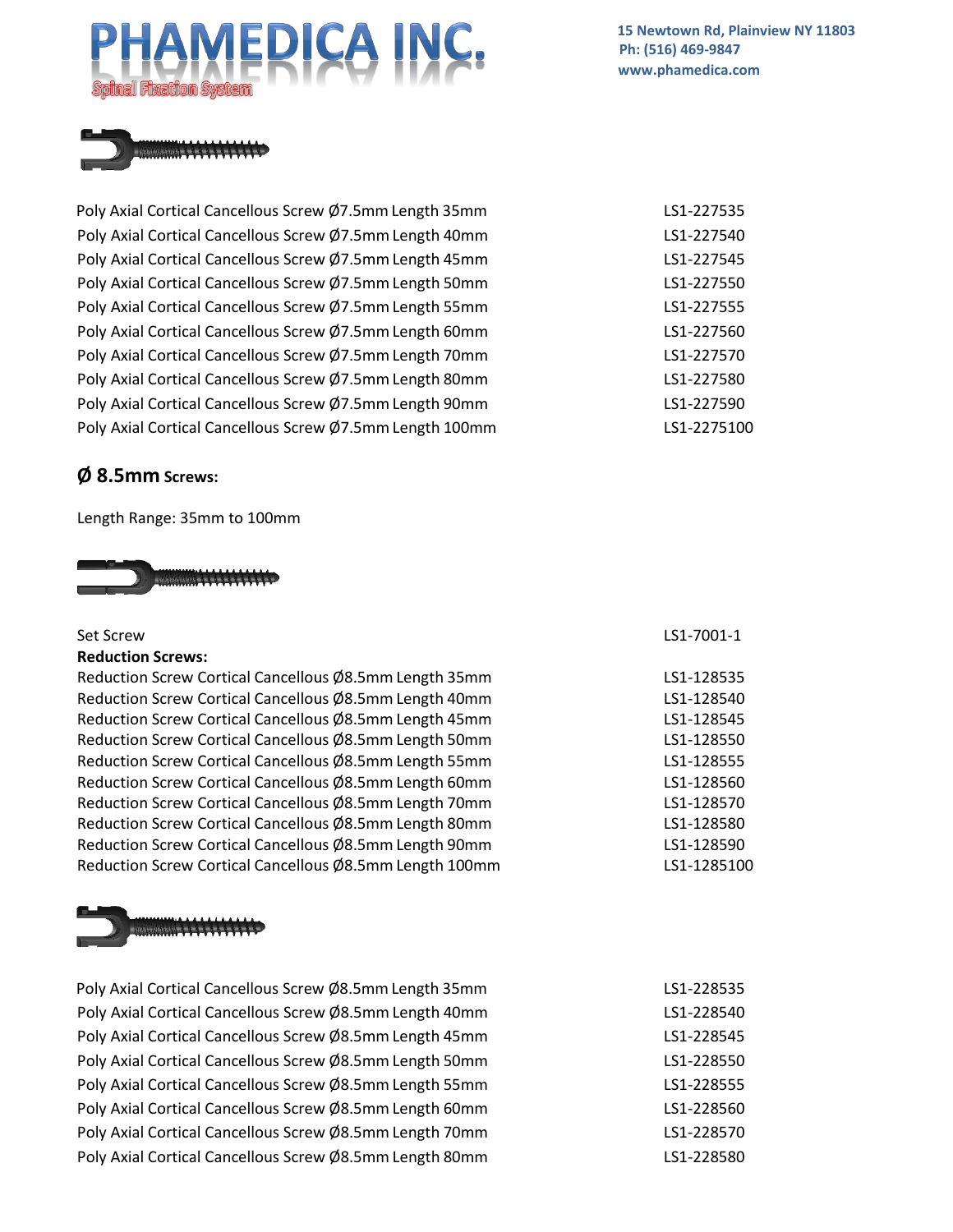| | |
|---|---|
| Poly Axial Cortical Cancellous Screw Ø7.5mm Length 35mm | LS1-227535 |
| Poly Axial Cortical Cancellous Screw Ø7.5mm Length 40mm | LS1-227540 |
| Poly Axial Cortical Cancellous Screw Ø7.5mm Length 45mm | LS1-227545 |
| Poly Axial Cortical Cancellous Screw Ø7.5mm Length 50mm | LS1-227550 |
| Poly Axial Cortical Cancellous Screw Ø7.5mm Length 55mm | LS1-227555 |
| Poly Axial Cortical Cancellous Screw Ø7.5mm Length 60mm | LS1-227560 |
| Poly Axial Cortical Cancellous Screw Ø7.5mm Length 70mm | LS1-227570 |
| Poly Axial Cortical Cancellous Screw Ø7.5mm Length 80mm | LS1-227580 |
| Poly Axial Cortical Cancellous Screw Ø7.5mm Length 90mm | LS1-227590 |
| Poly Axial Cortical Cancellous Screw Ø7.5mm Length 100mm | LS1-2275100 |

## Ø 8.5mm Screws:

Length Range: 35mm to 100mm

| | |
|---|---|
| Set Screw | LS1-7001-1 |
| **Reduction Screws:** | |
| Reduction Screw Cortical Cancellous Ø8.5mm Length 35mm | LS1-128535 |
| Reduction Screw Cortical Cancellous Ø8.5mm Length 40mm | LS1-128540 |
| Reduction Screw Cortical Cancellous Ø8.5mm Length 45mm | LS1-128545 |
| Reduction Screw Cortical Cancellous Ø8.5mm Length 50mm | LS1-128550 |
| Reduction Screw Cortical Cancellous Ø8.5mm Length 55mm | LS1-128555 |
| Reduction Screw Cortical Cancellous Ø8.5mm Length 60mm | LS1-128560 |
| Reduction Screw Cortical Cancellous Ø8.5mm Length 70mm | LS1-128570 |
| Reduction Screw Cortical Cancellous Ø8.5mm Length 80mm | LS1-128580 |
| Reduction Screw Cortical Cancellous Ø8.5mm Length 90mm | LS1-128590 |
| Reduction Screw Cortical Cancellous Ø8.5mm Length 100mm | LS1-1285100 |

| | |
|---|---|
| Poly Axial Cortical Cancellous Screw Ø8.5mm Length 35mm | LS1-228535 |
| Poly Axial Cortical Cancellous Screw Ø8.5mm Length 40mm | LS1-228540 |
| Poly Axial Cortical Cancellous Screw Ø8.5mm Length 45mm | LS1-228545 |
| Poly Axial Cortical Cancellous Screw Ø8.5mm Length 50mm | LS1-228550 |
| Poly Axial Cortical Cancellous Screw Ø8.5mm Length 55mm | LS1-228555 |
| Poly Axial Cortical Cancellous Screw Ø8.5mm Length 60mm | LS1-228560 |
| Poly Axial Cortical Cancellous Screw Ø8.5mm Length 70mm | LS1-228570 |
| Poly Axial Cortical Cancellous Screw Ø8.5mm Length 80mm | LS1-228580 |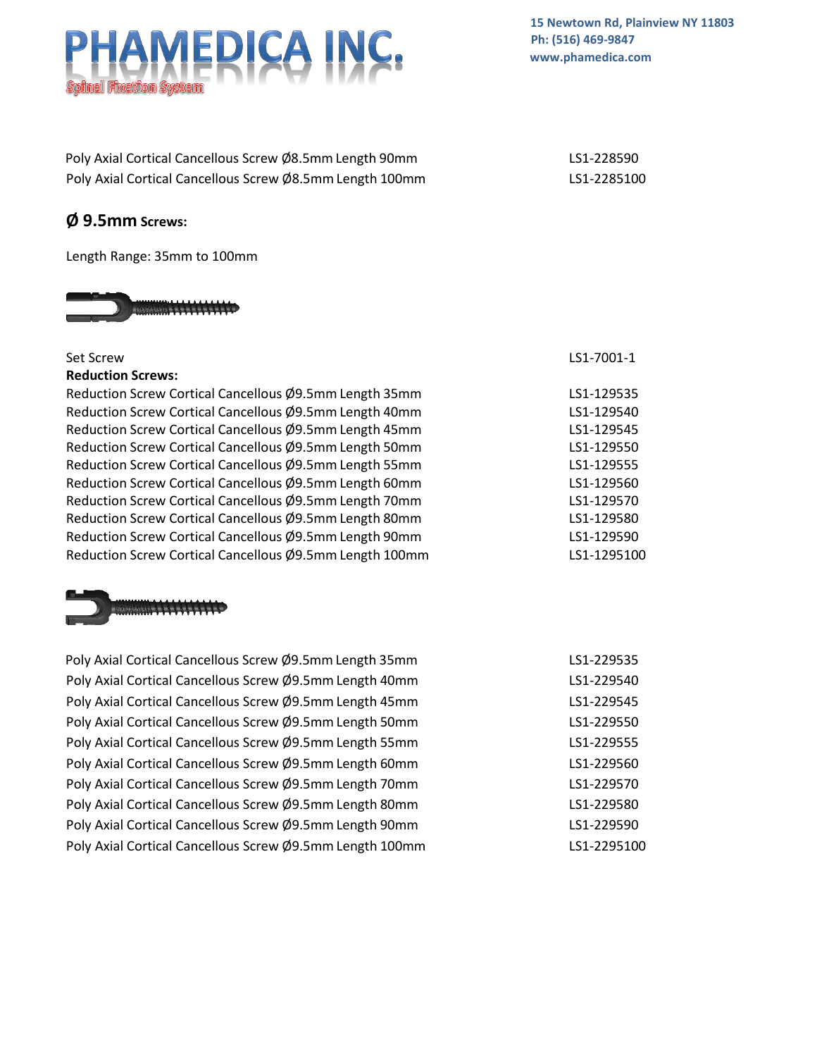| | |
|---|---|
| Poly Axial Cortical Cancellous Screw Ø8.5mm Length 90mm | LS1-228590 |
| Poly Axial Cortical Cancellous Screw Ø8.5mm Length 100mm | LS1-2285100 |

## Ø 9.5mm Screws:

Length Range: 35mm to 100mm

| | |
|---|---|
| Set Screw | LS1-7001-1 |
| **Reduction Screws:** | |
| Reduction Screw Cortical Cancellous Ø9.5mm Length 35mm | LS1-129535 |
| Reduction Screw Cortical Cancellous Ø9.5mm Length 40mm | LS1-129540 |
| Reduction Screw Cortical Cancellous Ø9.5mm Length 45mm | LS1-129545 |
| Reduction Screw Cortical Cancellous Ø9.5mm Length 50mm | LS1-129550 |
| Reduction Screw Cortical Cancellous Ø9.5mm Length 55mm | LS1-129555 |
| Reduction Screw Cortical Cancellous Ø9.5mm Length 60mm | LS1-129560 |
| Reduction Screw Cortical Cancellous Ø9.5mm Length 70mm | LS1-129570 |
| Reduction Screw Cortical Cancellous Ø9.5mm Length 80mm | LS1-129580 |
| Reduction Screw Cortical Cancellous Ø9.5mm Length 90mm | LS1-129590 |
| Reduction Screw Cortical Cancellous Ø9.5mm Length 100mm | LS1-1295100 |

| | |
|---|---|
| Poly Axial Cortical Cancellous Screw Ø9.5mm Length 35mm | LS1-229535 |
| Poly Axial Cortical Cancellous Screw Ø9.5mm Length 40mm | LS1-229540 |
| Poly Axial Cortical Cancellous Screw Ø9.5mm Length 45mm | LS1-229545 |
| Poly Axial Cortical Cancellous Screw Ø9.5mm Length 50mm | LS1-229550 |
| Poly Axial Cortical Cancellous Screw Ø9.5mm Length 55mm | LS1-229555 |
| Poly Axial Cortical Cancellous Screw Ø9.5mm Length 60mm | LS1-229560 |
| Poly Axial Cortical Cancellous Screw Ø9.5mm Length 70mm | LS1-229570 |
| Poly Axial Cortical Cancellous Screw Ø9.5mm Length 80mm | LS1-229580 |
| Poly Axial Cortical Cancellous Screw Ø9.5mm Length 90mm | LS1-229590 |
| Poly Axial Cortical Cancellous Screw Ø9.5mm Length 100mm | LS1-2295100 |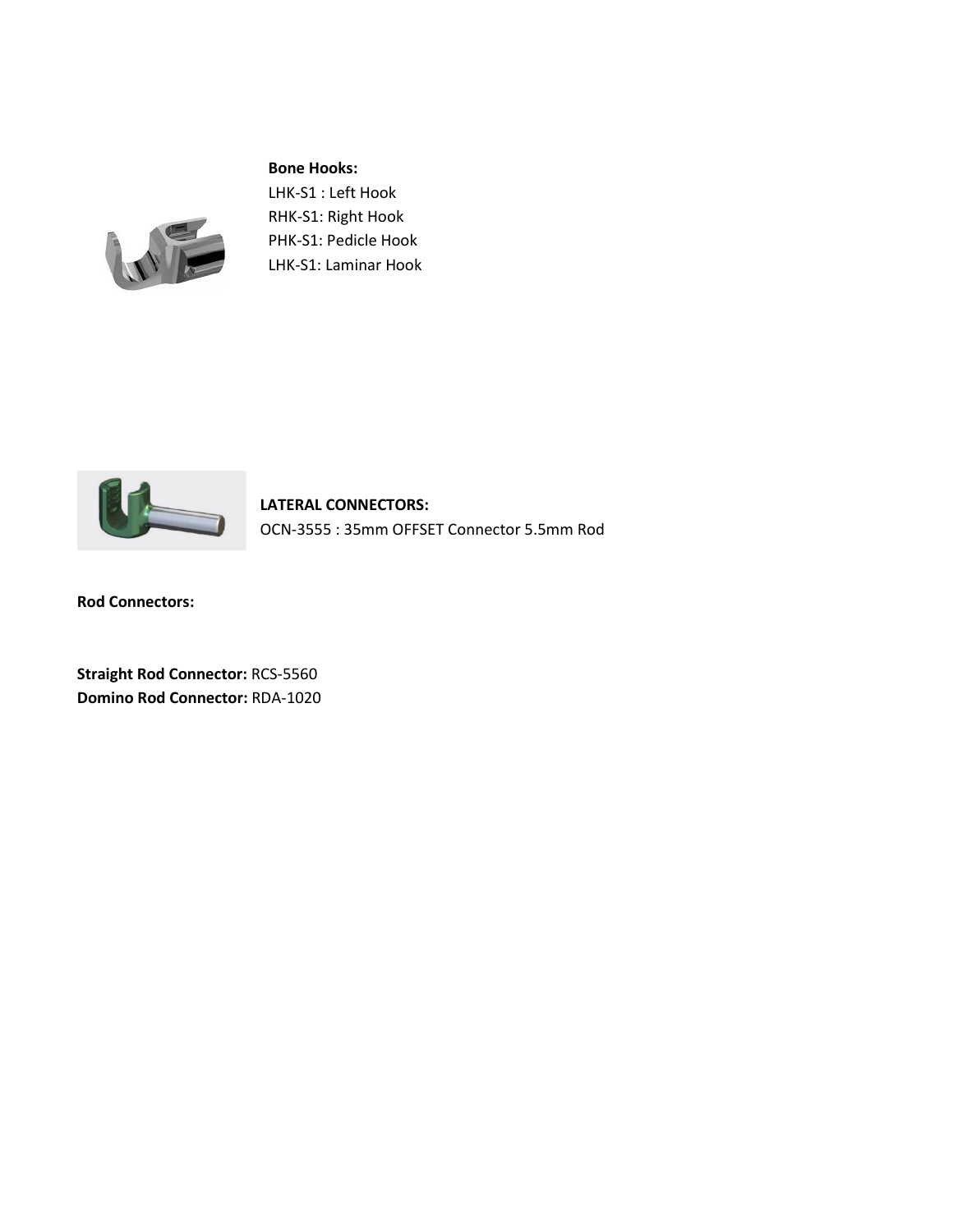**Bone Hooks:**
LHK-S1 : Left Hook
RHK-S1: Right Hook
PHK-S1: Pedicle Hook
LHK-S1: Laminar Hook

**LATERAL CONNECTORS:**
OCN-3555 : 35mm OFFSET Connector 5.5mm Rod

**Rod Connectors:**

**Straight Rod Connector:** RCS-5560
**Domino Rod Connector:** RDA-1020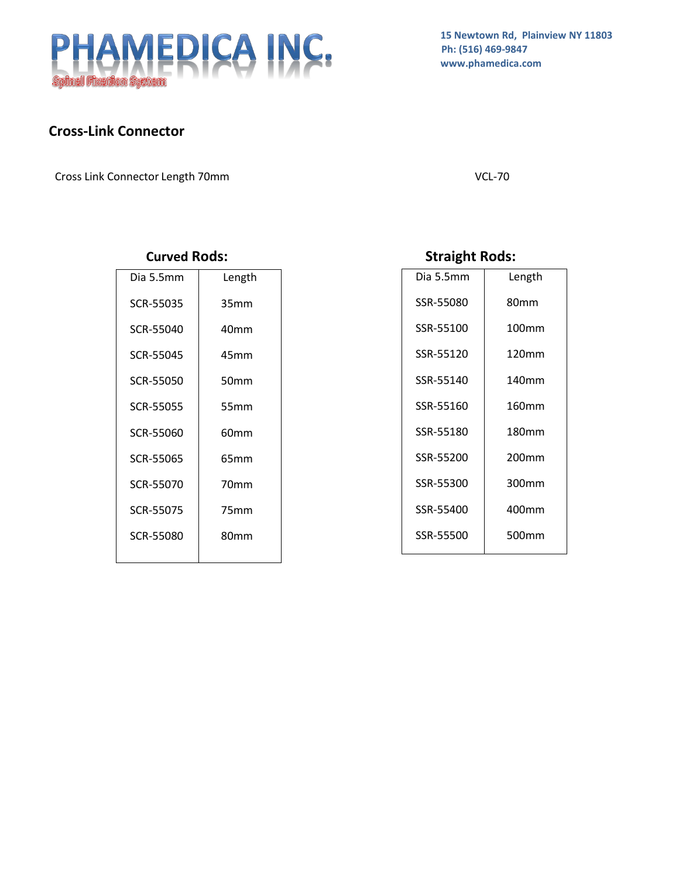PHAMEDICA INC.

Spinal Fixation System

15 Newtown Rd, Plainview NY 11803
Ph: (516) 469-9847
www.phamedica.com

## Cross-Link Connector

Cross Link Connector Length 70mm VCL-70

### Curved Rods:

| Dia 5.5mm | Length |
|---|---|
| SCR-55035 | 35mm |
| SCR-55040 | 40mm |
| SCR-55045 | 45mm |
| SCR-55050 | 50mm |
| SCR-55055 | 55mm |
| SCR-55060 | 60mm |
| SCR-55065 | 65mm |
| SCR-55070 | 70mm |
| SCR-55075 | 75mm |
| SCR-55080 | 80mm |

### Straight Rods:

| Dia 5.5mm | Length |
|---|---|
| SSR-55080 | 80mm |
| SSR-55100 | 100mm |
| SSR-55120 | 120mm |
| SSR-55140 | 140mm |
| SSR-55160 | 160mm |
| SSR-55180 | 180mm |
| SSR-55200 | 200mm |
| SSR-55300 | 300mm |
| SSR-55400 | 400mm |
| SSR-55500 | 500mm |